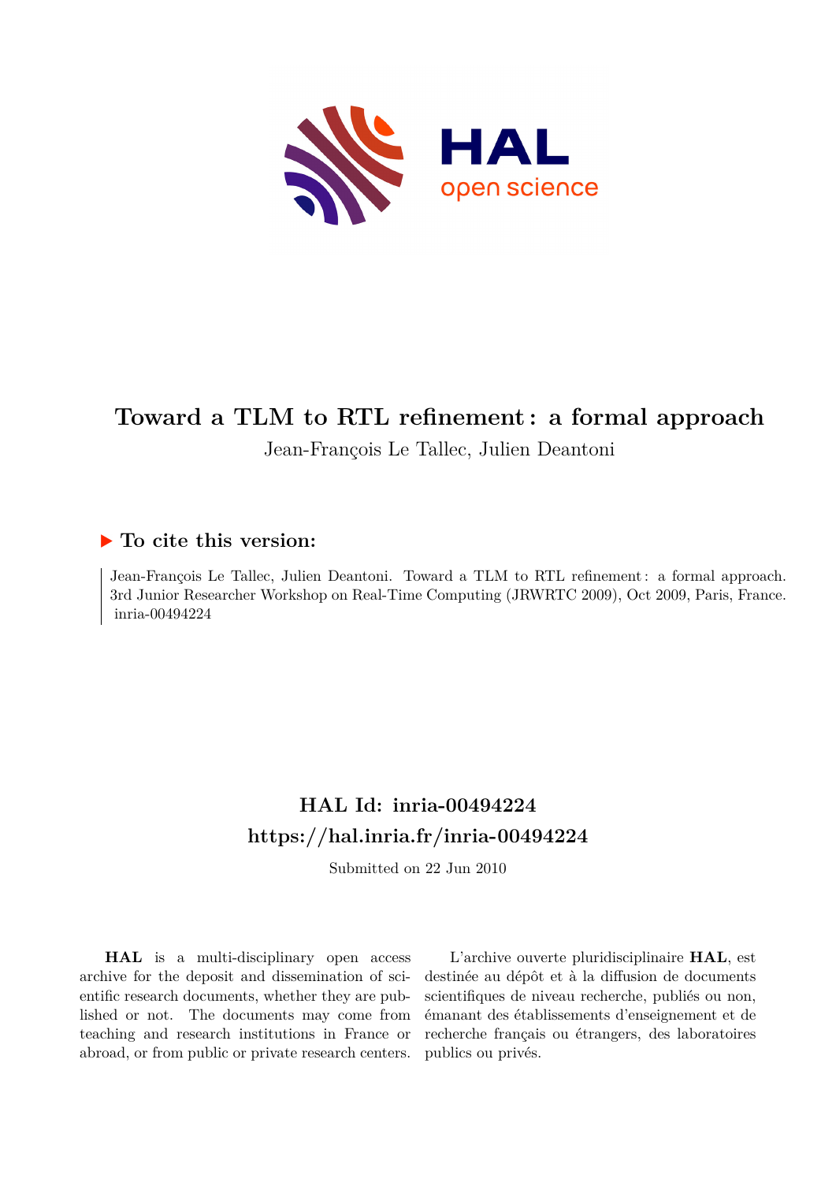# Toward a TLM to RTL refinement : a formal approach

Jean-François Le Tallec, Julien Deantoni

## ▶ To cite this version:

Jean-François Le Tallec, Julien Deantoni. Toward a TLM to RTL refinement : a formal approach. 3rd Junior Researcher Workshop on Real-Time Computing (JRWRTC 2009), Oct 2009, Paris, France. inria-00494224

## HAL Id: inria-00494224
## https://hal.inria.fr/inria-00494224

Submitted on 22 Jun 2010

**HAL** is a multi-disciplinary open access archive for the deposit and dissemination of scientific research documents, whether they are published or not. The documents may come from teaching and research institutions in France or abroad, or from public or private research centers.

L'archive ouverte pluridisciplinaire **HAL**, est destinée au dépôt et à la diffusion de documents scientifiques de niveau recherche, publiés ou non, émanant des établissements d'enseignement et de recherche français ou étrangers, des laboratoires publics ou privés.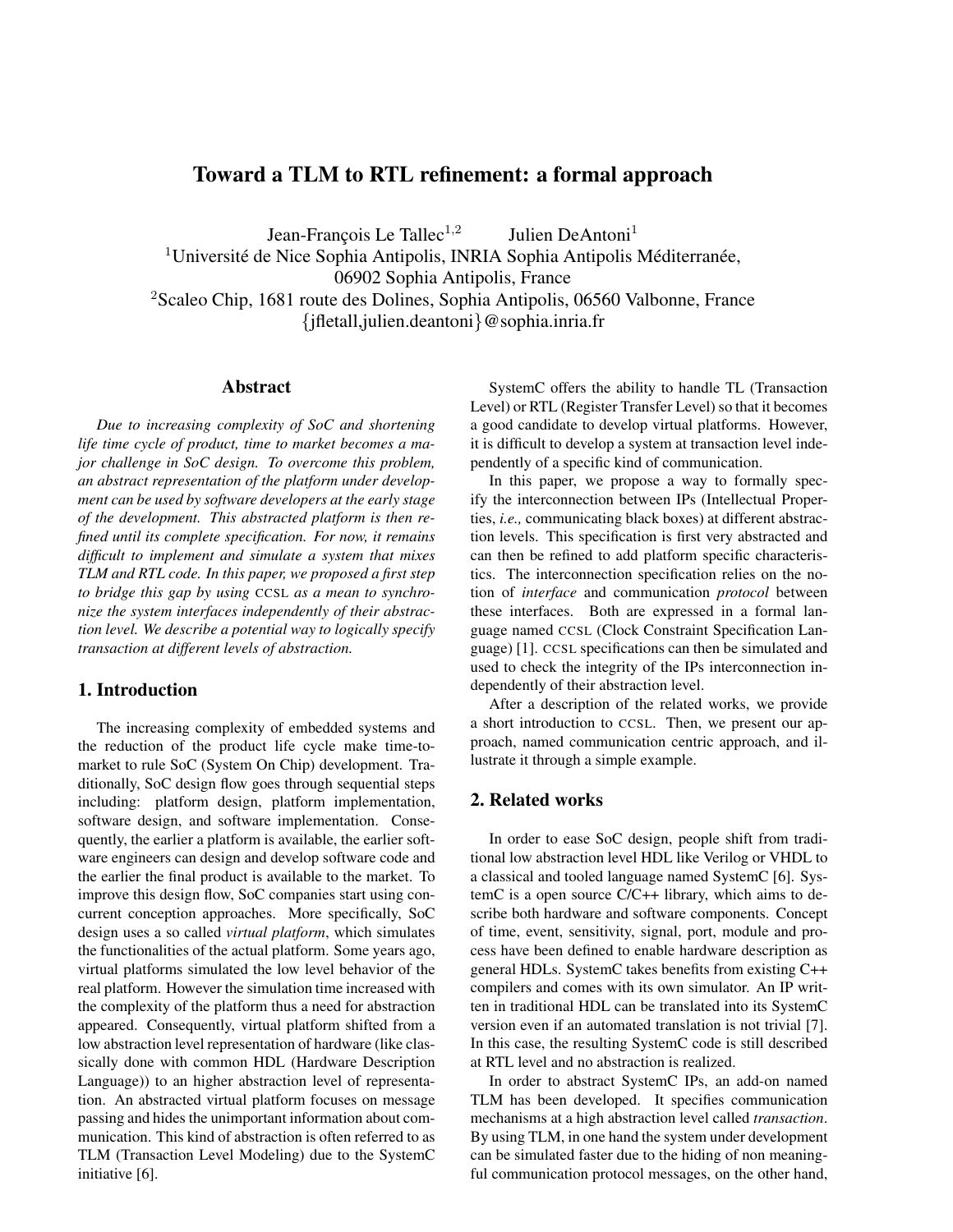# Toward a TLM to RTL refinement: a formal approach

Jean-François Le Tallec[1,2] Julien DeAntoni[1]

[1]Université de Nice Sophia Antipolis, INRIA Sophia Antipolis Méditerranée, 06902 Sophia Antipolis, France

[2]Scaleo Chip, 1681 route des Dolines, Sophia Antipolis, 06560 Valbonne, France

{jfletall,julien.deantoni}@sophia.inria.fr

## Abstract

*Due to increasing complexity of SoC and shortening life time cycle of product, time to market becomes a major challenge in SoC design. To overcome this problem, an abstract representation of the platform under development can be used by software developers at the early stage of the development. This abstracted platform is then refined until its complete specification. For now, it remains difficult to implement and simulate a system that mixes TLM and RTL code. In this paper, we proposed a first step to bridge this gap by using* CCSL *as a mean to synchronize the system interfaces independently of their abstraction level. We describe a potential way to logically specify transaction at different levels of abstraction.*

## 1. Introduction

The increasing complexity of embedded systems and the reduction of the product life cycle make time-to-market to rule SoC (System On Chip) development. Traditionally, SoC design flow goes through sequential steps including: platform design, platform implementation, software design, and software implementation. Consequently, the earlier a platform is available, the earlier software engineers can design and develop software code and the earlier the final product is available to the market. To improve this design flow, SoC companies start using concurrent conception approaches. More specifically, SoC design uses a so called *virtual platform*, which simulates the functionalities of the actual platform. Some years ago, virtual platforms simulated the low level behavior of the real platform. However the simulation time increased with the complexity of the platform thus a need for abstraction appeared. Consequently, virtual platform shifted from a low abstraction level representation of hardware (like classically done with common HDL (Hardware Description Language)) to an higher abstraction level of representation. An abstracted virtual platform focuses on message passing and hides the unimportant information about communication. This kind of abstraction is often referred to as TLM (Transaction Level Modeling) due to the SystemC initiative [6].

SystemC offers the ability to handle TL (Transaction Level) or RTL (Register Transfer Level) so that it becomes a good candidate to develop virtual platforms. However, it is difficult to develop a system at transaction level independently of a specific kind of communication.

In this paper, we propose a way to formally specify the interconnection between IPs (Intellectual Properties, *i.e.,* communicating black boxes) at different abstraction levels. This specification is first very abstracted and can then be refined to add platform specific characteristics. The interconnection specification relies on the notion of *interface* and communication *protocol* between these interfaces. Both are expressed in a formal language named CCSL (Clock Constraint Specification Language) [1]. CCSL specifications can then be simulated and used to check the integrity of the IPs interconnection independently of their abstraction level.

After a description of the related works, we provide a short introduction to CCSL. Then, we present our approach, named communication centric approach, and illustrate it through a simple example.

## 2. Related works

In order to ease SoC design, people shift from traditional low abstraction level HDL like Verilog or VHDL to a classical and tooled language named SystemC [6]. SystemC is a open source C/C++ library, which aims to describe both hardware and software components. Concept of time, event, sensitivity, signal, port, module and process have been defined to enable hardware description as general HDLs. SystemC takes benefits from existing C++ compilers and comes with its own simulator. An IP written in traditional HDL can be translated into its SystemC version even if an automated translation is not trivial [7]. In this case, the resulting SystemC code is still described at RTL level and no abstraction is realized.

In order to abstract SystemC IPs, an add-on named TLM has been developed. It specifies communication mechanisms at a high abstraction level called *transaction*. By using TLM, in one hand the system under development can be simulated faster due to the hiding of non meaningful communication protocol messages, on the other hand,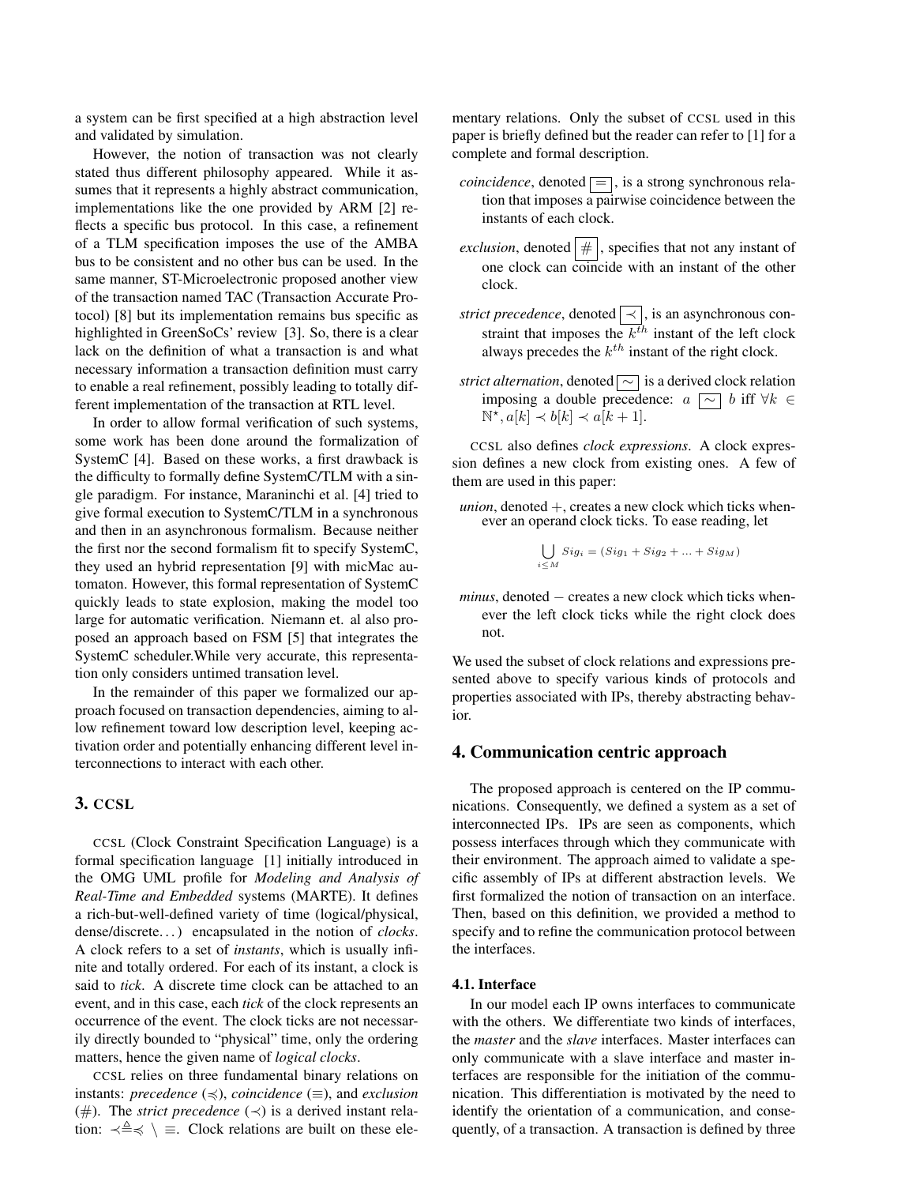a system can be first specified at a high abstraction level and validated by simulation.

However, the notion of transaction was not clearly stated thus different philosophy appeared. While it assumes that it represents a highly abstract communication, implementations like the one provided by ARM [2] reflects a specific bus protocol. In this case, a refinement of a TLM specification imposes the use of the AMBA bus to be consistent and no other bus can be used. In the same manner, ST-Microelectronic proposed another view of the transaction named TAC (Transaction Accurate Protocol) [8] but its implementation remains bus specific as highlighted in GreenSoCs' review [3]. So, there is a clear lack on the definition of what a transaction is and what necessary information a transaction definition must carry to enable a real refinement, possibly leading to totally different implementation of the transaction at RTL level.

In order to allow formal verification of such systems, some work has been done around the formalization of SystemC [4]. Based on these works, a first drawback is the difficulty to formally define SystemC/TLM with a single paradigm. For instance, Maraninchi et al. [4] tried to give formal execution to SystemC/TLM in a synchronous and then in an asynchronous formalism. Because neither the first nor the second formalism fit to specify SystemC, they used an hybrid representation [9] with micMac automaton. However, this formal representation of SystemC quickly leads to state explosion, making the model too large for automatic verification. Niemann et. al also proposed an approach based on FSM [5] that integrates the SystemC scheduler.While very accurate, this representation only considers untimed transation level.

In the remainder of this paper we formalized our approach focused on transaction dependencies, aiming to allow refinement toward low description level, keeping activation order and potentially enhancing different level interconnections to interact with each other.

## 3. CCSL

CCSL (Clock Constraint Specification Language) is a formal specification language [1] initially introduced in the OMG UML profile for *Modeling and Analysis of Real-Time and Embedded* systems (MARTE). It defines a rich-but-well-defined variety of time (logical/physical, dense/discrete...) encapsulated in the notion of *clocks*. A clock refers to a set of *instants*, which is usually infinite and totally ordered. For each of its instant, a clock is said to *tick*. A discrete time clock can be attached to an event, and in this case, each *tick* of the clock represents an occurrence of the event. The clock ticks are not necessarily directly bounded to "physical" time, only the ordering matters, hence the given name of *logical clocks*.

CCSL relies on three fundamental binary relations on instants: *precedence* ($\preccurlyeq$), *coincidence* ($\equiv$), and *exclusion* ($\#$). The *strict precedence* ($\prec$) is a derived instant relation: $\prec \triangleq \preccurlyeq \setminus \equiv$. Clock relations are built on these elementary relations. Only the subset of CCSL used in this paper is briefly defined but the reader can refer to [1] for a complete and formal description.

- *coincidence*, denoted $\boxed{=}$, is a strong synchronous relation that imposes a pairwise coincidence between the instants of each clock.
- *exclusion*, denoted $\boxed{\#}$, specifies that not any instant of one clock can coincide with an instant of the other clock.
- *strict precedence*, denoted $\boxed{\prec}$, is an asynchronous constraint that imposes the $k^{th}$ instant of the left clock always precedes the $k^{th}$ instant of the right clock.
- *strict alternation*, denoted $\boxed{\sim}$ is a derived clock relation imposing a double precedence: $a$ $\boxed{\sim}$ $b$ iff $\forall k \in \mathbb{N}^{\star}, a[k] \prec b[k] \prec a[k+1]$.

CCSL also defines *clock expressions*. A clock expression defines a new clock from existing ones. A few of them are used in this paper:

- *union*, denoted $+$, creates a new clock which ticks whenever an operand clock ticks. To ease reading, let

$$\bigcup_{i \leq M} Sig_i = (Sig_1 + Sig_2 + ... + Sig_M)$$

- *minus*, denoted $-$ creates a new clock which ticks whenever the left clock ticks while the right clock does not.

We used the subset of clock relations and expressions presented above to specify various kinds of protocols and properties associated with IPs, thereby abstracting behavior.

## 4. Communication centric approach

The proposed approach is centered on the IP communications. Consequently, we defined a system as a set of interconnected IPs. IPs are seen as components, which possess interfaces through which they communicate with their environment. The approach aimed to validate a specific assembly of IPs at different abstraction levels. We first formalized the notion of transaction on an interface. Then, based on this definition, we provided a method to specify and to refine the communication protocol between the interfaces.

### 4.1. Interface

In our model each IP owns interfaces to communicate with the others. We differentiate two kinds of interfaces, the *master* and the *slave* interfaces. Master interfaces can only communicate with a slave interface and master interfaces are responsible for the initiation of the communication. This differentiation is motivated by the need to identify the orientation of a communication, and consequently, of a transaction. A transaction is defined by three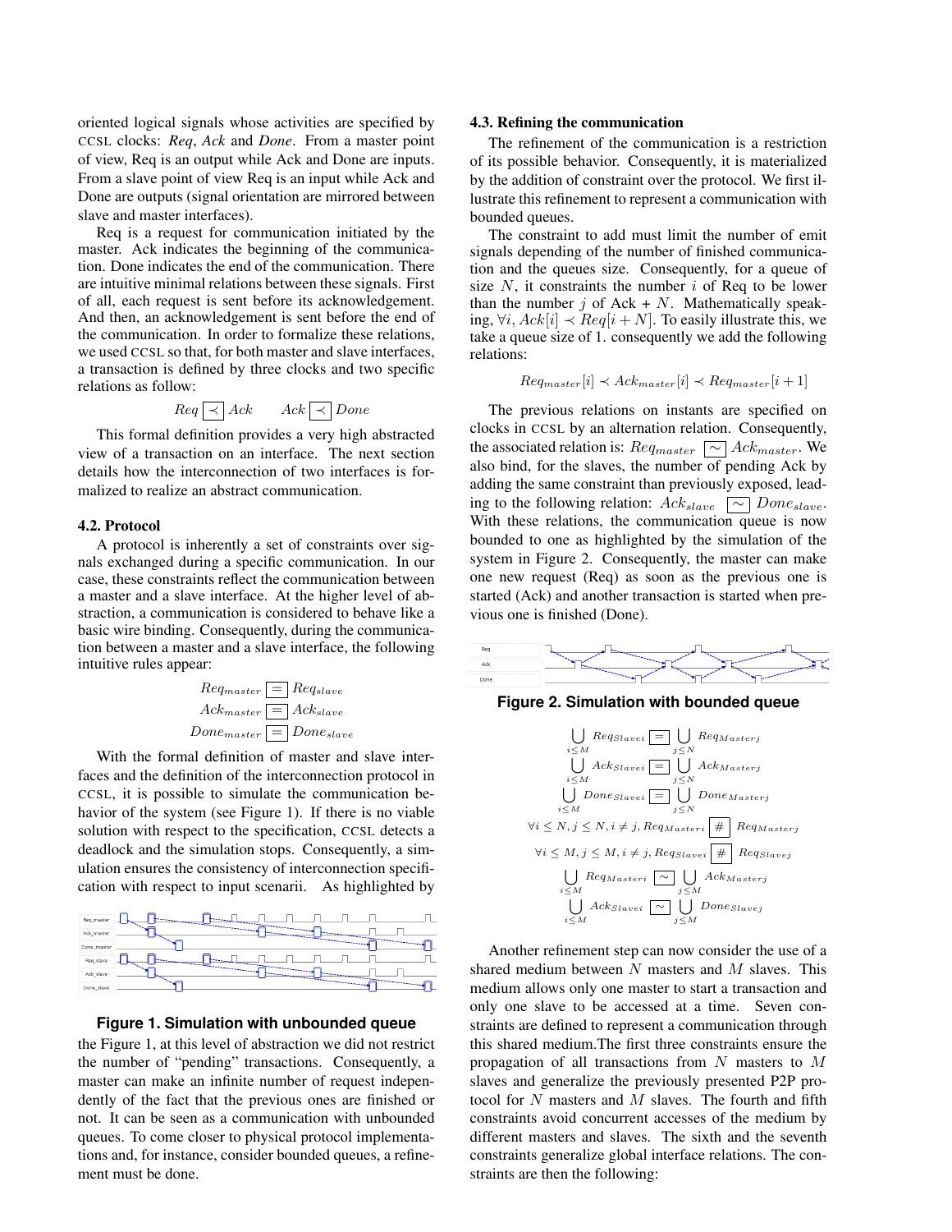oriented logical signals whose activities are specified by CCSL clocks: *Req*, *Ack* and *Done*. From a master point of view, Req is an output while Ack and Done are inputs. From a slave point of view Req is an input while Ack and Done are outputs (signal orientation are mirrored between slave and master interfaces).

Req is a request for communication initiated by the master. Ack indicates the beginning of the communication. Done indicates the end of the communication. There are intuitive minimal relations between these signals. First of all, each request is sent before its acknowledgement. And then, an acknowledgement is sent before the end of the communication. In order to formalize these relations, we used CCSL so that, for both master and slave interfaces, a transaction is defined by three clocks and two specific relations as follow:

$$Req \boxed{\prec} Ack \qquad Ack \boxed{\prec} Done$$

This formal definition provides a very high abstracted view of a transaction on an interface. The next section details how the interconnection of two interfaces is formalized to realize an abstract communication.

### 4.2. Protocol

A protocol is inherently a set of constraints over signals exchanged during a specific communication. In our case, these constraints reflect the communication between a master and a slave interface. At the higher level of abstraction, a communication is considered to behave like a basic wire binding. Consequently, during the communication between a master and a slave interface, the following intuitive rules appear:

$$Req_{master} \boxed{=} Req_{slave}$$
$$Ack_{master} \boxed{=} Ack_{slave}$$
$$Done_{master} \boxed{=} Done_{slave}$$

With the formal definition of master and slave interfaces and the definition of the interconnection protocol in CCSL, it is possible to simulate the communication behavior of the system (see Figure 1). If there is no viable solution with respect to the specification, CCSL detects a deadlock and the simulation stops. Consequently, a simulation ensures the consistency of interconnection specification with respect to input scenarii. As highlighted by the Figure 1, at this level of abstraction we did not restrict the number of "pending" transactions. Consequently, a master can make an infinite number of request independently of the fact that the previous ones are finished or not. It can be seen as a communication with unbounded queues. To come closer to physical protocol implementations and, for instance, consider bounded queues, a refinement must be done.

**Figure 1. Simulation with unbounded queue**

### 4.3. Refining the communication

The refinement of the communication is a restriction of its possible behavior. Consequently, it is materialized by the addition of constraint over the protocol. We first illustrate this refinement to represent a communication with bounded queues.

The constraint to add must limit the number of emit signals depending of the number of finished communication and the queues size. Consequently, for a queue of size $N$, it constraints the number $i$ of Req to be lower than the number $j$ of Ack + $N$. Mathematically speaking, $\forall i, Ack[i] \prec Req[i+N]$. To easily illustrate this, we take a queue size of 1. consequently we add the following relations:

$$Req_{master}[i] \prec Ack_{master}[i] \prec Req_{master}[i+1]$$

The previous relations on instants are specified on clocks in CCSL by an alternation relation. Consequently, the associated relation is: $Req_{master} \boxed{\sim} Ack_{master}$. We also bind, for the slaves, the number of pending Ack by adding the same constraint than previously exposed, leading to the following relation: $Ack_{slave} \boxed{\sim} Done_{slave}$. With these relations, the communication queue is now bounded to one as highlighted by the simulation of the system in Figure 2. Consequently, the master can make one new request (Req) as soon as the previous one is started (Ack) and another transaction is started when previous one is finished (Done).

**Figure 2. Simulation with bounded queue**

$$\bigcup_{i \leq M} Req_{Slave\,i} \boxed{=} \bigcup_{j \leq N} Req_{Master\,j}$$
$$\bigcup_{i \leq M} Ack_{Slave\,i} \boxed{=} \bigcup_{j \leq N} Ack_{Master\,j}$$
$$\bigcup_{i \leq M} Done_{Slave\,i} \boxed{=} \bigcup_{j \leq N} Done_{Master\,j}$$
$$\forall i \leq N, j \leq N, i \neq j, Req_{Master\,i} \boxed{\#} Req_{Master\,j}$$
$$\forall i \leq M, j \leq M, i \neq j, Req_{Slave\,i} \boxed{\#} Req_{Slave\,j}$$
$$\bigcup_{i \leq M} Req_{Master\,i} \boxed{\sim} \bigcup_{j \leq M} Ack_{Master\,j}$$
$$\bigcup_{i \leq M} Ack_{Slave\,i} \boxed{\sim} \bigcup_{j \leq M} Done_{Slave\,j}$$

Another refinement step can now consider the use of a shared medium between $N$ masters and $M$ slaves. This medium allows only one master to start a transaction and only one slave to be accessed at a time. Seven constraints are defined to represent a communication through this shared medium.The first three constraints ensure the propagation of all transactions from $N$ masters to $M$ slaves and generalize the previously presented P2P protocol for $N$ masters and $M$ slaves. The fourth and fifth constraints avoid concurrent accesses of the medium by different masters and slaves. The sixth and the seventh constraints generalize global interface relations. The constraints are then the following: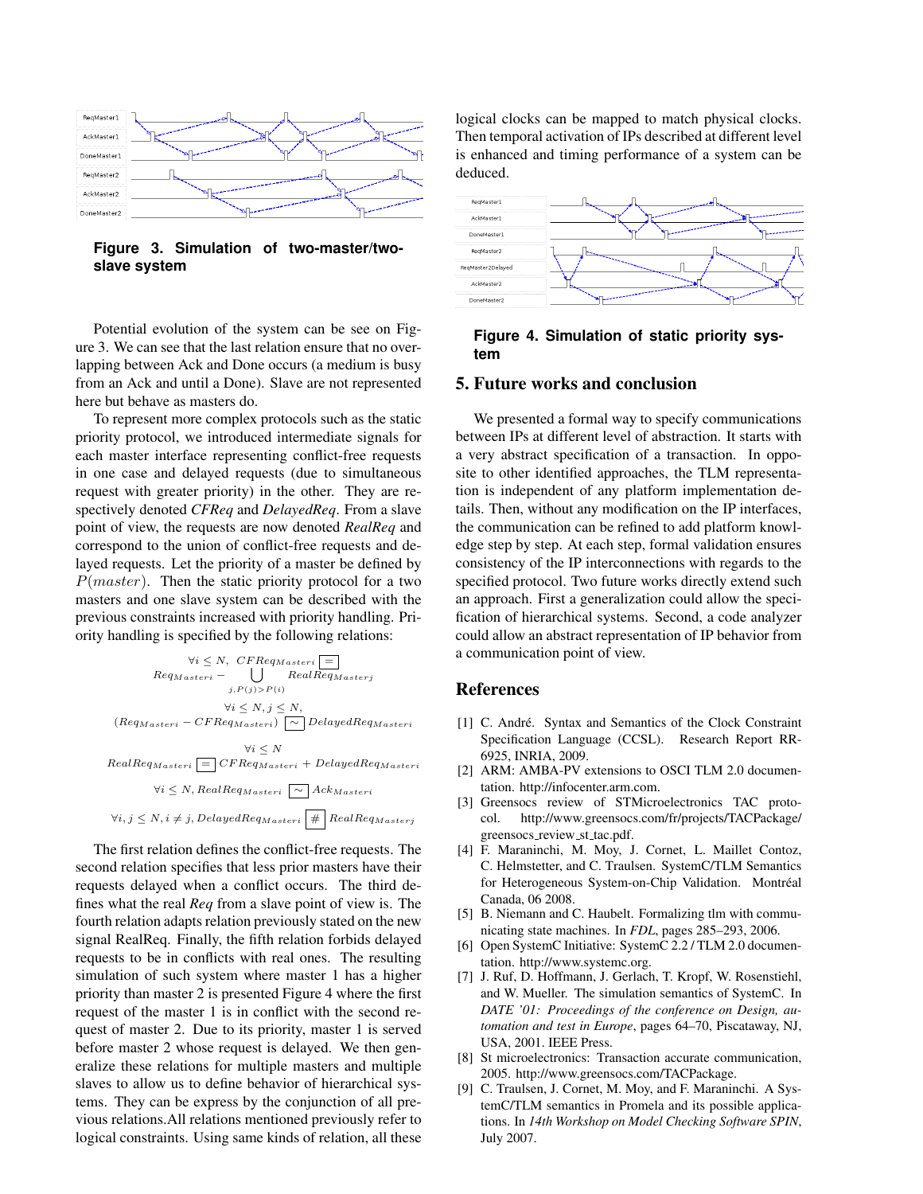ReqMaster1
AckMaster1
DoneMaster1
ReqMaster2
AckMaster2
DoneMaster2

**Figure 3. Simulation of two-master/two-slave system**

Potential evolution of the system can be see on Figure 3. We can see that the last relation ensure that no overlapping between Ack and Done occurs (a medium is busy from an Ack and until a Done). Slave are not represented here but behave as masters do.

To represent more complex protocols such as the static priority protocol, we introduced intermediate signals for each master interface representing conflict-free requests in one case and delayed requests (due to simultaneous request with greater priority) in the other. They are respectively denoted *CFReq* and *DelayedReq*. From a slave point of view, the requests are now denoted *RealReq* and correspond to the union of conflict-free requests and delayed requests. Let the priority of a master be defined by $P(master)$. Then the static priority protocol for a two masters and one slave system can be described with the previous constraints increased with priority handling. Priority handling is specified by the following relations:

$$\forall i \leq N, \;\; CFReq_{Master i} \; \boxed{=} \; Req_{Master i} - \bigcup_{j.P(j)>P(i)} RealReq_{Master j}$$

$$\forall i \leq N, j \leq N, \;\; (Req_{Master i} - CFReq_{Master i}) \; \boxed{\sim} \; DelayedReq_{Master i}$$

$$\forall i \leq N \;\; RealReq_{Master i} \; \boxed{=} \; CFReq_{Master i} + DelayedReq_{Master i}$$

$$\forall i \leq N, RealReq_{Master i} \; \boxed{\sim} \; Ack_{Master i}$$

$$\forall i, j \leq N, i \neq j, DelayedReq_{Master i} \; \boxed{\#} \; RealReq_{Master j}$$

The first relation defines the conflict-free requests. The second relation specifies that less prior masters have their requests delayed when a conflict occurs. The third defines what the real *Req* from a slave point of view is. The fourth relation adapts relation previously stated on the new signal RealReq. Finally, the fifth relation forbids delayed requests to be in conflicts with real ones. The resulting simulation of such system where master 1 has a higher priority than master 2 is presented Figure 4 where the first request of the master 1 is in conflict with the second request of master 2. Due to its priority, master 1 is served before master 2 whose request is delayed. We then generalize these relations for multiple masters and multiple slaves to allow us to define behavior of hierarchical systems. They can be express by the conjunction of all previous relations.All relations mentioned previously refer to logical constraints. Using same kinds of relation, all these logical clocks can be mapped to match physical clocks. Then temporal activation of IPs described at different level is enhanced and timing performance of a system can be deduced.

ReqMaster1
AckMaster1
DoneMaster1
ReqMaster2
ReqMaster2Delayed
AckMaster2
DoneMaster2

**Figure 4. Simulation of static priority system**

## 5. Future works and conclusion

We presented a formal way to specify communications between IPs at different level of abstraction. It starts with a very abstract specification of a transaction. In opposite to other identified approaches, the TLM representation is independent of any platform implementation details. Then, without any modification on the IP interfaces, the communication can be refined to add platform knowledge step by step. At each step, formal validation ensures consistency of the IP interconnections with regards to the specified protocol. Two future works directly extend such an approach. First a generalization could allow the specification of hierarchical systems. Second, a code analyzer could allow an abstract representation of IP behavior from a communication point of view.

## References

[1] C. André. Syntax and Semantics of the Clock Constraint Specification Language (CCSL). Research Report RR-6925, INRIA, 2009.

[2] ARM: AMBA-PV extensions to OSCI TLM 2.0 documentation. http://infocenter.arm.com.

[3] Greensocs review of STMicroelectronics TAC protocol. http://www.greensocs.com/fr/projects/TACPackage/greensocs_review_st_tac.pdf.

[4] F. Maraninchi, M. Moy, J. Cornet, L. Maillet Contoz, C. Helmstetter, and C. Traulsen. SystemC/TLM Semantics for Heterogeneous System-on-Chip Validation. Montréal Canada, 06 2008.

[5] B. Niemann and C. Haubelt. Formalizing tlm with communicating state machines. In *FDL*, pages 285–293, 2006.

[6] Open SystemC Initiative: SystemC 2.2 / TLM 2.0 documentation. http://www.systemc.org.

[7] J. Ruf, D. Hoffmann, J. Gerlach, T. Kropf, W. Rosenstiehl, and W. Mueller. The simulation semantics of SystemC. In *DATE '01: Proceedings of the conference on Design, automation and test in Europe*, pages 64–70, Piscataway, NJ, USA, 2001. IEEE Press.

[8] St microelectronics: Transaction accurate communication, 2005. http://www.greensocs.com/TACPackage.

[9] C. Traulsen, J. Cornet, M. Moy, and F. Maraninchi. A SystemC/TLM semantics in Promela and its possible applications. In *14th Workshop on Model Checking Software SPIN*, July 2007.